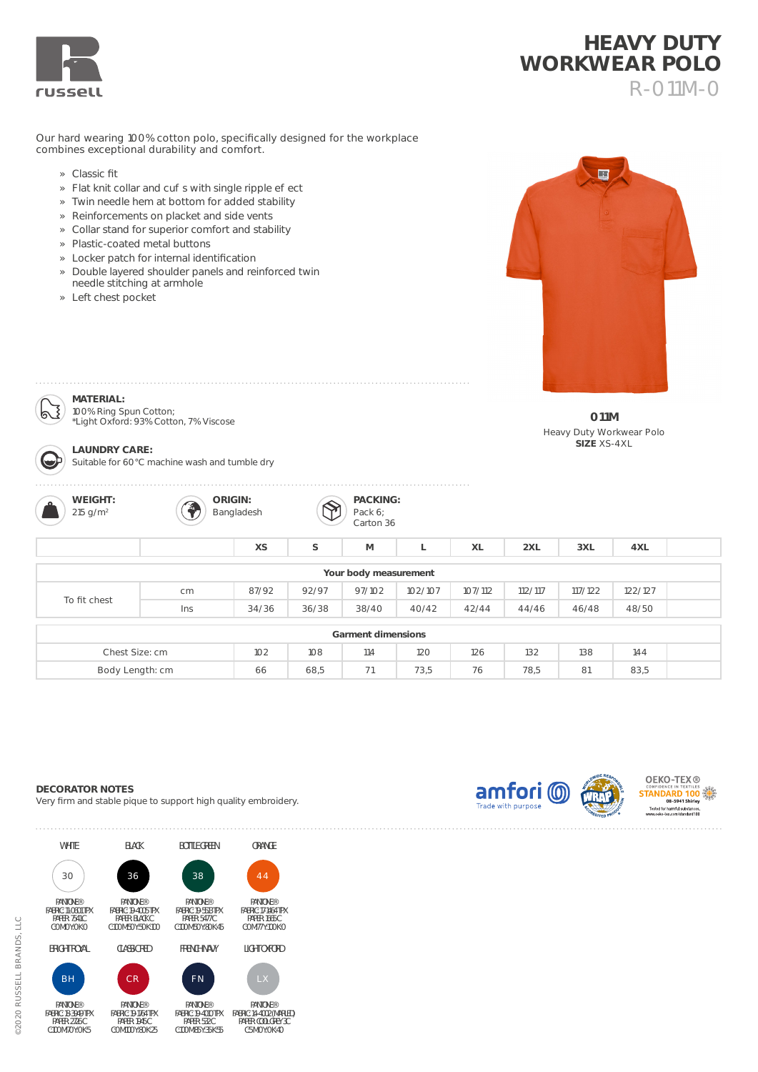# HEAVY DUTY WORKWEAR POLO

R-011M-0

Our hard wearing 100% cotton polo, specifically designed for the workplace combines exceptional durability and comfort.

- Classic fit
- Flat knit collar and cuf s with single ripple ef ect
- Twin needle hem at bottom for added stability
- Reinforcements on placket and side vents
- Collar stand for superior comfort and stability
- Plastic-coated metal buttons
- Locker patch for internal identification
- Double layered shoulder panels and reinforced twin needle stitching at armhole
- Left chest pocket

**011M**
Heavy Duty Workwear Polo
**SIZE** XS-4XL

**MATERIAL:**
100% Ring Spun Cotton;
*Light Oxford: 93% Cotton, 7% Viscose

**LAUNDRY CARE:**
Suitable for 60°C machine wash and tumble dry

**WEIGHT:**
215 g/m²

**ORIGIN:**
Bangladesh

**PACKING:**
Pack 6;
Carton 36

| | | XS | S | M | L | XL | 2XL | 3XL | 4XL |
|---|---|---|---|---|---|---|---|---|---|
| **Your body measurement** | | | | | | | | | |
| To fit chest | cm | 87/92 | 92/97 | 97/102 | 102/107 | 107/112 | 112/117 | 117/122 | 122/127 |
| | Ins | 34/36 | 36/38 | 38/40 | 40/42 | 42/44 | 44/46 | 46/48 | 48/50 |
| **Garment dimensions** | | | | | | | | | |
| Chest Size: cm | | 102 | 108 | 114 | 120 | 126 | 132 | 138 | 144 |
| Body Length: cm | | 66 | 68,5 | 71 | 73,5 | 76 | 78,5 | 81 | 83,5 |

**DECORATOR NOTES**
Very firm and stable pique to support high quality embroidery.

amfori Trade with purpose | WRAP | OEKO-TEX® STANDARD 100 08-5941 Shirley

| WHITE | BLACK | BOTTLE GREEN | ORANGE |
|---|---|---|---|
| 30 | 36 | 38 | 44 |
| PANTONE® FABRIC 11-0601 TPX PAPER 7541C C0M0Y0K0 | PANTONE® FABRIC 19-4005 TPX PAPER BLACK C C100M50Y50K100 | PANTONE® FABRIC 19-5513 TPX PAPER 5477C C100M50Y80K45 | PANTONE® FABRIC 17-1464 TPX PAPER 1665C C0M77Y100K0 |

| BRIGHT ROYAL | CLASSIC RED | FRENCH NAVY | LIGHT OXFORD |
|---|---|---|---|
| BH | CR | FN | LX |
| PANTONE® FABRIC 18-3949 TPX PAPER 7541C C100M70Y0K5 | PANTONE® FABRIC 19-1664 TPX PAPER 1945C C0M100Y80K25 | PANTONE® FABRIC 19-4010 TPX PAPER 532C C100M85Y35K55 | PANTONE® FABRIC 14-4002 (MARLED) PAPER COOL GREY 3C C5M0Y0K40 |

©2020 RUSSELL BRANDS, LLC